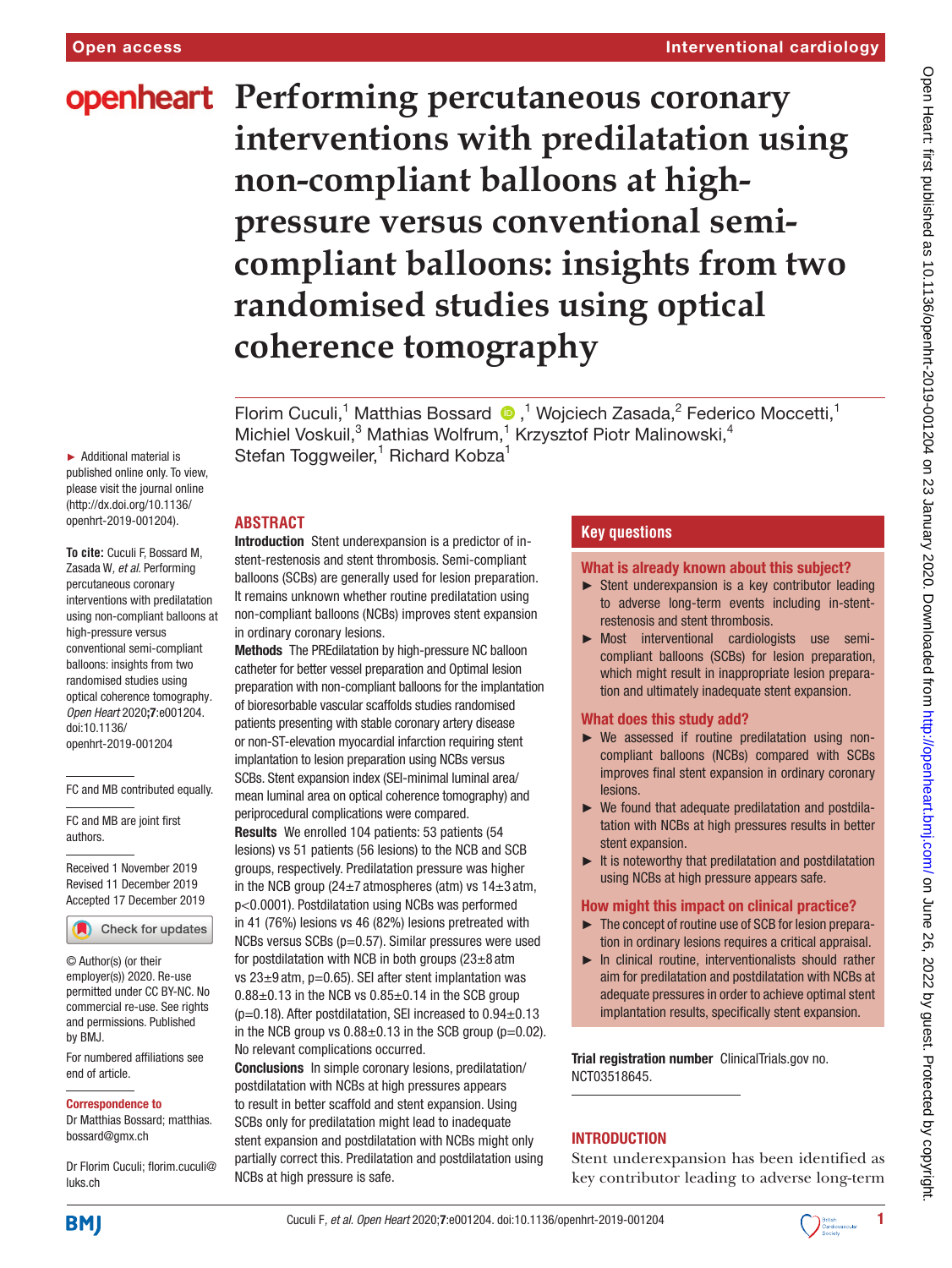Open access | Interventional cardiology

# Performing percutaneous coronary interventions with predilatation using non-compliant balloons at high-pressure versus conventional semi-compliant balloons: insights from two randomised studies using optical coherence tomography

Florim Cuculi,[1] Matthias Bossard,[1] Wojciech Zasada,[2] Federico Moccetti,[1] Michiel Voskuil,[3] Mathias Wolfrum,[1] Krzysztof Piotr Malinowski,[4] Stefan Toggweiler,[1] Richard Kobza[1]

► Additional material is published online only. To view, please visit the journal online (http://dx.doi.org/10.1136/openhrt-2019-001204).

**To cite:** Cuculi F, Bossard M, Zasada W, *et al*. Performing percutaneous coronary interventions with predilatation using non-compliant balloons at high-pressure versus conventional semi-compliant balloons: insights from two randomised studies using optical coherence tomography. *Open Heart* 2020;**7**:e001204. doi:10.1136/openhrt-2019-001204

FC and MB contributed equally.

FC and MB are joint first authors.

Received 1 November 2019
Revised 11 December 2019
Accepted 17 December 2019

© Author(s) (or their employer(s)) 2020. Re-use permitted under CC BY-NC. No commercial re-use. See rights and permissions. Published by BMJ.

For numbered affiliations see end of article.

**Correspondence to**
Dr Matthias Bossard; matthias.bossard@gmx.ch

Dr Florim Cuculi; florim.cuculi@luks.ch

## ABSTRACT

**Introduction** Stent underexpansion is a predictor of in-stent-restenosis and stent thrombosis. Semi-compliant balloons (SCBs) are generally used for lesion preparation. It remains unknown whether routine predilatation using non-compliant balloons (NCBs) improves stent expansion in ordinary coronary lesions.

**Methods** The PREdilatation by high-pressure NC balloon catheter for better vessel preparation and Optimal lesion preparation with non-compliant balloons for the implantation of bioresorbable vascular scaffolds studies randomised patients presenting with stable coronary artery disease or non-ST-elevation myocardial infarction requiring stent implantation to lesion preparation using NCBs versus SCBs. Stent expansion index (SEI-minimal luminal area/mean luminal area on optical coherence tomography) and periprocedural complications were compared.

**Results** We enrolled 104 patients: 53 patients (54 lesions) vs 51 patients (56 lesions) to the NCB and SCB groups, respectively. Predilatation pressure was higher in the NCB group (24±7 atmospheres (atm) vs 14±3 atm, p<0.0001). Postdilatation using NCBs was performed in 41 (76%) lesions vs 46 (82%) lesions pretreated with NCBs versus SCBs (p=0.57). Similar pressures were used for postdilatation with NCB in both groups (23±8 atm vs 23±9 atm, p=0.65). SEI after stent implantation was 0.88±0.13 in the NCB vs 0.85±0.14 in the SCB group (p=0.18). After postdilatation, SEI increased to 0.94±0.13 in the NCB group vs 0.88±0.13 in the SCB group (p=0.02). No relevant complications occurred.

**Conclusions** In simple coronary lesions, predilatation/postdilatation with NCBs at high pressures appears to result in better scaffold and stent expansion. Using SCBs only for predilatation might lead to inadequate stent expansion and postdilatation with NCBs might only partially correct this. Predilatation and postdilatation using NCBs at high pressure is safe.

## Key questions

### What is already known about this subject?

- ► Stent underexpansion is a key contributor leading to adverse long-term events including in-stent-restenosis and stent thrombosis.
- ► Most interventional cardiologists use semi-compliant balloons (SCBs) for lesion preparation, which might result in inappropriate lesion preparation and ultimately inadequate stent expansion.

### What does this study add?

- ► We assessed if routine predilatation using non-compliant balloons (NCBs) compared with SCBs improves final stent expansion in ordinary coronary lesions.
- ► We found that adequate predilatation and postdilatation with NCBs at high pressures results in better stent expansion.
- ► It is noteworthy that predilatation and postdilatation using NCBs at high pressure appears safe.

### How might this impact on clinical practice?

- ► The concept of routine use of SCB for lesion preparation in ordinary lesions requires a critical appraisal.
- ► In clinical routine, interventionalists should rather aim for predilatation and postdilatation with NCBs at adequate pressures in order to achieve optimal stent implantation results, specifically stent expansion.

**Trial registration number** ClinicalTrials.gov no. NCT03518645.

## INTRODUCTION

Stent underexpansion has been identified as key contributor leading to adverse long-term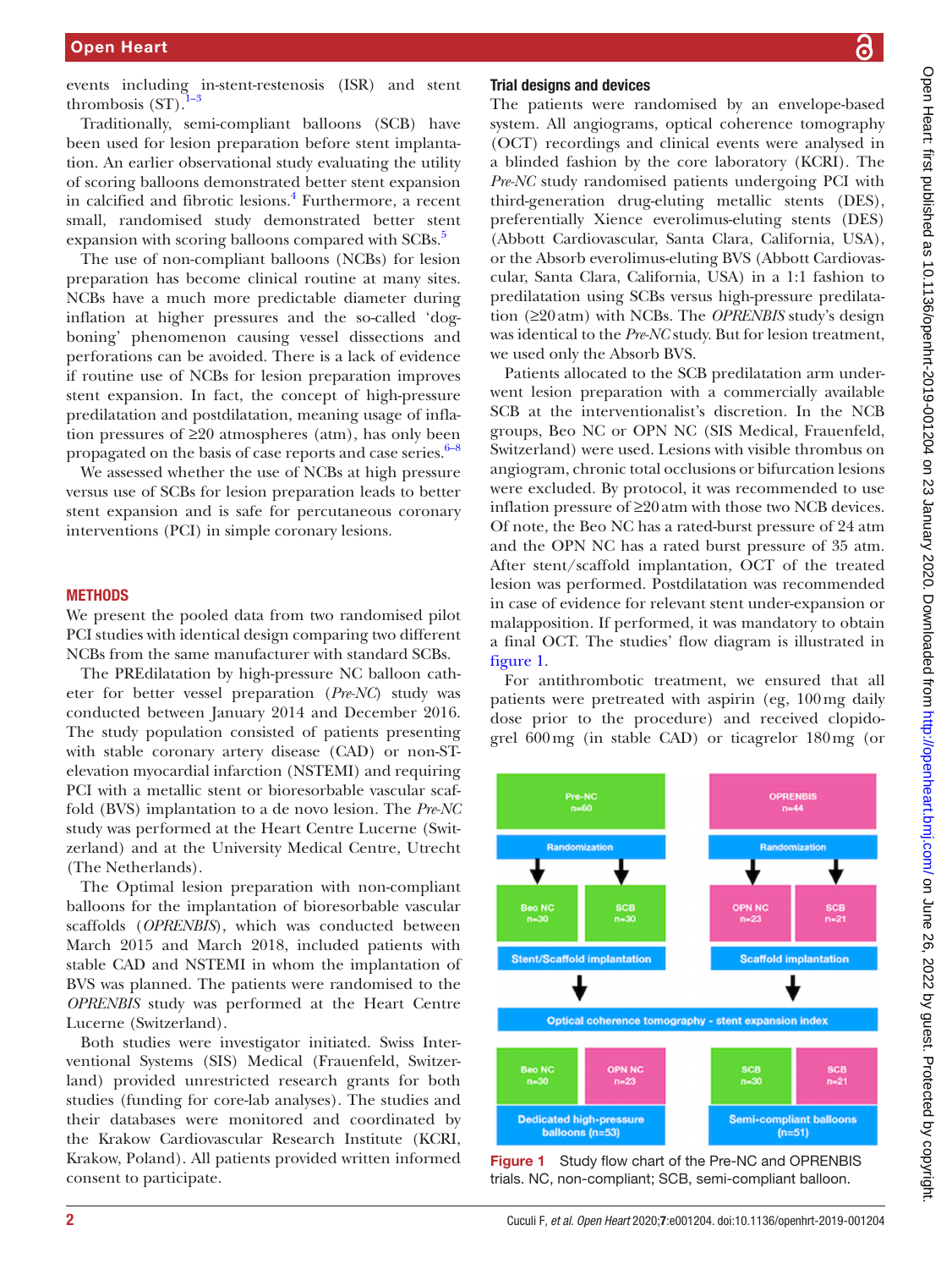events including in-stent-restenosis (ISR) and stent thrombosis (ST).[1–3]

Traditionally, semi-compliant balloons (SCB) have been used for lesion preparation before stent implantation. An earlier observational study evaluating the utility of scoring balloons demonstrated better stent expansion in calcified and fibrotic lesions.[4] Furthermore, a recent small, randomised study demonstrated better stent expansion with scoring balloons compared with SCBs.[5]

The use of non-compliant balloons (NCBs) for lesion preparation has become clinical routine at many sites. NCBs have a much more predictable diameter during inflation at higher pressures and the so-called 'dog-boning' phenomenon causing vessel dissections and perforations can be avoided. There is a lack of evidence if routine use of NCBs for lesion preparation improves stent expansion. In fact, the concept of high-pressure predilatation and postdilatation, meaning usage of inflation pressures of ≥20 atmospheres (atm), has only been propagated on the basis of case reports and case series.[6–8]

We assessed whether the use of NCBs at high pressure versus use of SCBs for lesion preparation leads to better stent expansion and is safe for percutaneous coronary interventions (PCI) in simple coronary lesions.

## METHODS

We present the pooled data from two randomised pilot PCI studies with identical design comparing two different NCBs from the same manufacturer with standard SCBs.

The PREdilatation by high-pressure NC balloon catheter for better vessel preparation (*Pre-NC*) study was conducted between January 2014 and December 2016. The study population consisted of patients presenting with stable coronary artery disease (CAD) or non-ST-elevation myocardial infarction (NSTEMI) and requiring PCI with a metallic stent or bioresorbable vascular scaffold (BVS) implantation to a de novo lesion. The *Pre-NC* study was performed at the Heart Centre Lucerne (Switzerland) and at the University Medical Centre, Utrecht (The Netherlands).

The Optimal lesion preparation with non-compliant balloons for the implantation of bioresorbable vascular scaffolds (*OPRENBIS*), which was conducted between March 2015 and March 2018, included patients with stable CAD and NSTEMI in whom the implantation of BVS was planned. The patients were randomised to the *OPRENBIS* study was performed at the Heart Centre Lucerne (Switzerland).

Both studies were investigator initiated. Swiss Interventional Systems (SIS) Medical (Frauenfeld, Switzerland) provided unrestricted research grants for both studies (funding for core-lab analyses). The studies and their databases were monitored and coordinated by the Krakow Cardiovascular Research Institute (KCRI, Krakow, Poland). All patients provided written informed consent to participate.

### Trial designs and devices

The patients were randomised by an envelope-based system. All angiograms, optical coherence tomography (OCT) recordings and clinical events were analysed in a blinded fashion by the core laboratory (KCRI). The *Pre-NC* study randomised patients undergoing PCI with third-generation drug-eluting metallic stents (DES), preferentially Xience everolimus-eluting stents (DES) (Abbott Cardiovascular, Santa Clara, California, USA), or the Absorb everolimus-eluting BVS (Abbott Cardiovascular, Santa Clara, California, USA) in a 1:1 fashion to predilatation using SCBs versus high-pressure predilatation (≥20 atm) with NCBs. The *OPRENBIS* study's design was identical to the *Pre-NC* study. But for lesion treatment, we used only the Absorb BVS.

Patients allocated to the SCB predilatation arm underwent lesion preparation with a commercially available SCB at the interventionalist's discretion. In the NCB groups, Beo NC or OPN NC (SIS Medical, Frauenfeld, Switzerland) were used. Lesions with visible thrombus on angiogram, chronic total occlusions or bifurcation lesions were excluded. By protocol, it was recommended to use inflation pressure of ≥20 atm with those two NCB devices. Of note, the Beo NC has a rated-burst pressure of 24 atm and the OPN NC has a rated burst pressure of 35 atm. After stent/scaffold implantation, OCT of the treated lesion was performed. Postdilatation was recommended in case of evidence for relevant stent under-expansion or malapposition. If performed, it was mandatory to obtain a final OCT. The studies' flow diagram is illustrated in figure 1.

For antithrombotic treatment, we ensured that all patients were pretreated with aspirin (eg, 100 mg daily dose prior to the procedure) and received clopidogrel 600 mg (in stable CAD) or ticagrelor 180 mg (or

Figure 1 Study flow chart of the Pre-NC and OPRENBIS trials. NC, non-compliant; SCB, semi-compliant balloon.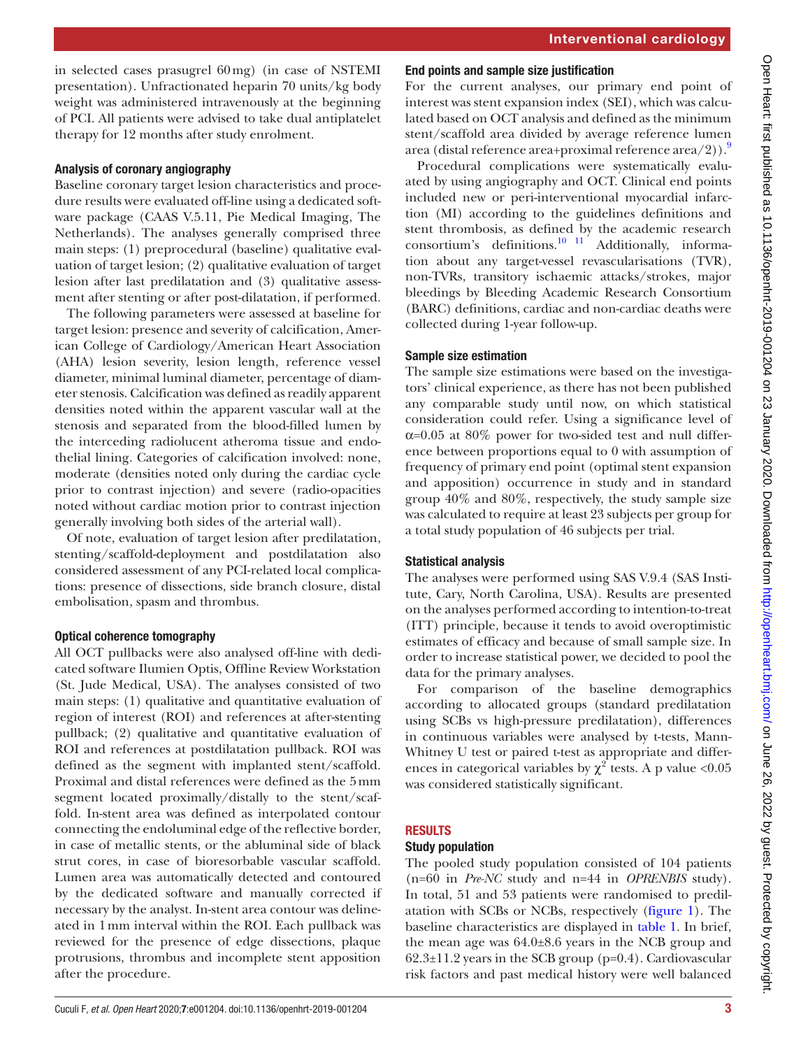in selected cases prasugrel 60 mg) (in case of NSTEMI presentation). Unfractionated heparin 70 units/kg body weight was administered intravenously at the beginning of PCI. All patients were advised to take dual antiplatelet therapy for 12 months after study enrolment.

### Analysis of coronary angiography

Baseline coronary target lesion characteristics and procedure results were evaluated off-line using a dedicated software package (CAAS V.5.11, Pie Medical Imaging, The Netherlands). The analyses generally comprised three main steps: (1) preprocedural (baseline) qualitative evaluation of target lesion; (2) qualitative evaluation of target lesion after last predilatation and (3) qualitative assessment after stenting or after post-dilatation, if performed.

The following parameters were assessed at baseline for target lesion: presence and severity of calcification, American College of Cardiology/American Heart Association (AHA) lesion severity, lesion length, reference vessel diameter, minimal luminal diameter, percentage of diameter stenosis. Calcification was defined as readily apparent densities noted within the apparent vascular wall at the stenosis and separated from the blood-filled lumen by the interceding radiolucent atheroma tissue and endothelial lining. Categories of calcification involved: none, moderate (densities noted only during the cardiac cycle prior to contrast injection) and severe (radio-opacities noted without cardiac motion prior to contrast injection generally involving both sides of the arterial wall).

Of note, evaluation of target lesion after predilatation, stenting/scaffold-deployment and postdilatation also considered assessment of any PCI-related local complications: presence of dissections, side branch closure, distal embolisation, spasm and thrombus.

### Optical coherence tomography

All OCT pullbacks were also analysed off-line with dedicated software Ilumien Optis, Offline Review Workstation (St. Jude Medical, USA). The analyses consisted of two main steps: (1) qualitative and quantitative evaluation of region of interest (ROI) and references at after-stenting pullback; (2) qualitative and quantitative evaluation of ROI and references at postdilatation pullback. ROI was defined as the segment with implanted stent/scaffold. Proximal and distal references were defined as the 5 mm segment located proximally/distally to the stent/scaffold. In-stent area was defined as interpolated contour connecting the endoluminal edge of the reflective border, in case of metallic stents, or the abluminal side of black strut cores, in case of bioresorbable vascular scaffold. Lumen area was automatically detected and contoured by the dedicated software and manually corrected if necessary by the analyst. In-stent area contour was delineated in 1 mm interval within the ROI. Each pullback was reviewed for the presence of edge dissections, plaque protrusions, thrombus and incomplete stent apposition after the procedure.

### End points and sample size justification

For the current analyses, our primary end point of interest was stent expansion index (SEI), which was calculated based on OCT analysis and defined as the minimum stent/scaffold area divided by average reference lumen area (distal reference area+proximal reference area/2)).[9]

Procedural complications were systematically evaluated by using angiography and OCT. Clinical end points included new or peri-interventional myocardial infarction (MI) according to the guidelines definitions and stent thrombosis, as defined by the academic research consortium's definitions.[10 11] Additionally, information about any target-vessel revascularisations (TVR), non-TVRs, transitory ischaemic attacks/strokes, major bleedings by Bleeding Academic Research Consortium (BARC) definitions, cardiac and non-cardiac deaths were collected during 1-year follow-up.

### Sample size estimation

The sample size estimations were based on the investigators' clinical experience, as there has not been published any comparable study until now, on which statistical consideration could refer. Using a significance level of $\alpha=0.05$ at 80% power for two-sided test and null difference between proportions equal to 0 with assumption of frequency of primary end point (optimal stent expansion and apposition) occurrence in study and in standard group 40% and 80%, respectively, the study sample size was calculated to require at least 23 subjects per group for a total study population of 46 subjects per trial.

### Statistical analysis

The analyses were performed using SAS V.9.4 (SAS Institute, Cary, North Carolina, USA). Results are presented on the analyses performed according to intention-to-treat (ITT) principle, because it tends to avoid overoptimistic estimates of efficacy and because of small sample size. In order to increase statistical power, we decided to pool the data for the primary analyses.

For comparison of the baseline demographics according to allocated groups (standard predilatation using SCBs vs high-pressure predilatation), differences in continuous variables were analysed by t-tests, Mann-Whitney U test or paired t-test as appropriate and differences in categorical variables by $\chi^2$ tests. A p value <0.05 was considered statistically significant.

## RESULTS

### Study population

The pooled study population consisted of 104 patients (n=60 in *Pre-NC* study and n=44 in *OPRENBIS* study). In total, 51 and 53 patients were randomised to predilatation with SCBs or NCBs, respectively (figure 1). The baseline characteristics are displayed in table 1. In brief, the mean age was 64.0±8.6 years in the NCB group and 62.3±11.2 years in the SCB group (p=0.4). Cardiovascular risk factors and past medical history were well balanced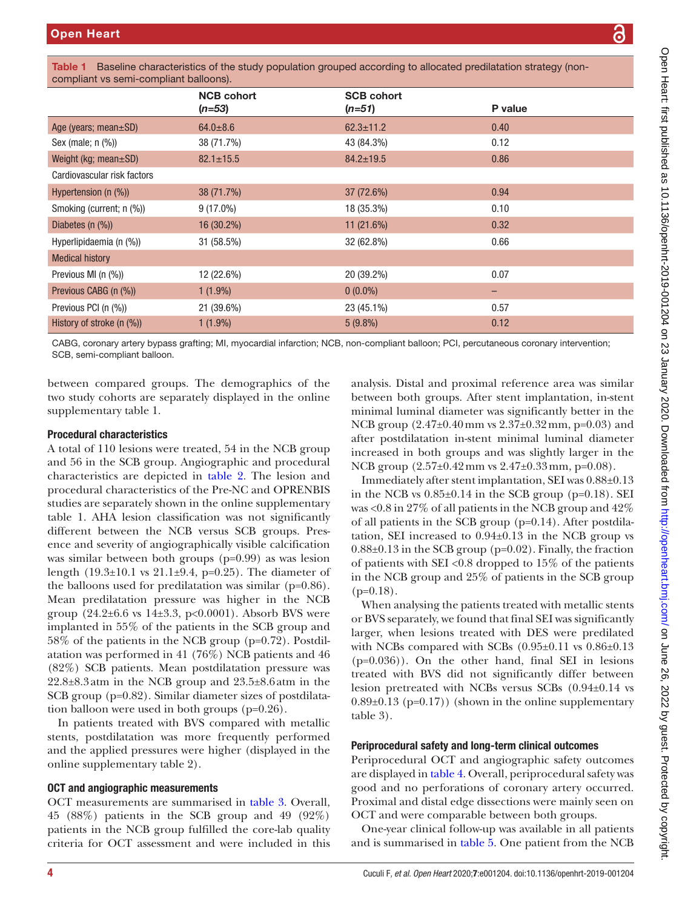**Table 1** Baseline characteristics of the study population grouped according to allocated predilatation strategy (non-compliant vs semi-compliant balloons).

| | NCB cohort (*n=53*) | SCB cohort (*n=51*) | P value |
|---|---|---|---|
| Age (years; mean±SD) | 64.0±8.6 | 62.3±11.2 | 0.40 |
| Sex (male; n (%)) | 38 (71.7%) | 43 (84.3%) | 0.12 |
| Weight (kg; mean±SD) | 82.1±15.5 | 84.2±19.5 | 0.86 |
| Cardiovascular risk factors | | | |
| Hypertension (n (%)) | 38 (71.7%) | 37 (72.6%) | 0.94 |
| Smoking (current; n (%)) | 9 (17.0%) | 18 (35.3%) | 0.10 |
| Diabetes (n (%)) | 16 (30.2%) | 11 (21.6%) | 0.32 |
| Hyperlipidaemia (n (%)) | 31 (58.5%) | 32 (62.8%) | 0.66 |
| Medical history | | | |
| Previous MI (n (%)) | 12 (22.6%) | 20 (39.2%) | 0.07 |
| Previous CABG (n (%)) | 1 (1.9%) | 0 (0.0%) | – |
| Previous PCI (n (%)) | 21 (39.6%) | 23 (45.1%) | 0.57 |
| History of stroke (n (%)) | 1 (1.9%) | 5 (9.8%) | 0.12 |

CABG, coronary artery bypass grafting; MI, myocardial infarction; NCB, non-compliant balloon; PCI, percutaneous coronary intervention; SCB, semi-compliant balloon.

between compared groups. The demographics of the two study cohorts are separately displayed in the online supplementary table 1.

### Procedural characteristics

A total of 110 lesions were treated, 54 in the NCB group and 56 in the SCB group. Angiographic and procedural characteristics are depicted in table 2. The lesion and procedural characteristics of the Pre-NC and OPRENBIS studies are separately shown in the online supplementary table 1. AHA lesion classification was not significantly different between the NCB versus SCB groups. Presence and severity of angiographically visible calcification was similar between both groups (p=0.99) as was lesion length (19.3±10.1 vs 21.1±9.4, p=0.25). The diameter of the balloons used for predilatation was similar (p=0.86). Mean predilatation pressure was higher in the NCB group (24.2±6.6 vs 14±3.3, p<0.0001). Absorb BVS were implanted in 55% of the patients in the SCB group and 58% of the patients in the NCB group (p=0.72). Postdilatation was performed in 41 (76%) NCB patients and 46 (82%) SCB patients. Mean postdilatation pressure was 22.8±8.3 atm in the NCB group and 23.5±8.6 atm in the SCB group (p=0.82). Similar diameter sizes of postdilatation balloon were used in both groups (p=0.26).

In patients treated with BVS compared with metallic stents, postdilatation was more frequently performed and the applied pressures were higher (displayed in the online supplementary table 2).

### OCT and angiographic measurements

OCT measurements are summarised in table 3. Overall, 45 (88%) patients in the SCB group and 49 (92%) patients in the NCB group fulfilled the core-lab quality criteria for OCT assessment and were included in this analysis. Distal and proximal reference area was similar between both groups. After stent implantation, in-stent minimal luminal diameter was significantly better in the NCB group (2.47±0.40 mm vs 2.37±0.32 mm, p=0.03) and after postdilatation in-stent minimal luminal diameter increased in both groups and was slightly larger in the NCB group (2.57±0.42 mm vs 2.47±0.33 mm, p=0.08).

Immediately after stent implantation, SEI was 0.88±0.13 in the NCB vs 0.85±0.14 in the SCB group (p=0.18). SEI was <0.8 in 27% of all patients in the NCB group and 42% of all patients in the SCB group (p=0.14). After postdilatation, SEI increased to 0.94±0.13 in the NCB group vs 0.88±0.13 in the SCB group (p=0.02). Finally, the fraction of patients with SEI <0.8 dropped to 15% of the patients in the NCB group and 25% of patients in the SCB group (p=0.18).

When analysing the patients treated with metallic stents or BVS separately, we found that final SEI was significantly larger, when lesions treated with DES were predilated with NCBs compared with SCBs (0.95±0.11 vs 0.86±0.13 (p=0.036)). On the other hand, final SEI in lesions treated with BVS did not significantly differ between lesion pretreated with NCBs versus SCBs (0.94±0.14 vs 0.89±0.13 (p=0.17)) (shown in the online supplementary table 3).

### Periprocedural safety and long-term clinical outcomes

Periprocedural OCT and angiographic safety outcomes are displayed in table 4. Overall, periprocedural safety was good and no perforations of coronary artery occurred. Proximal and distal edge dissections were mainly seen on OCT and were comparable between both groups.

One-year clinical follow-up was available in all patients and is summarised in table 5. One patient from the NCB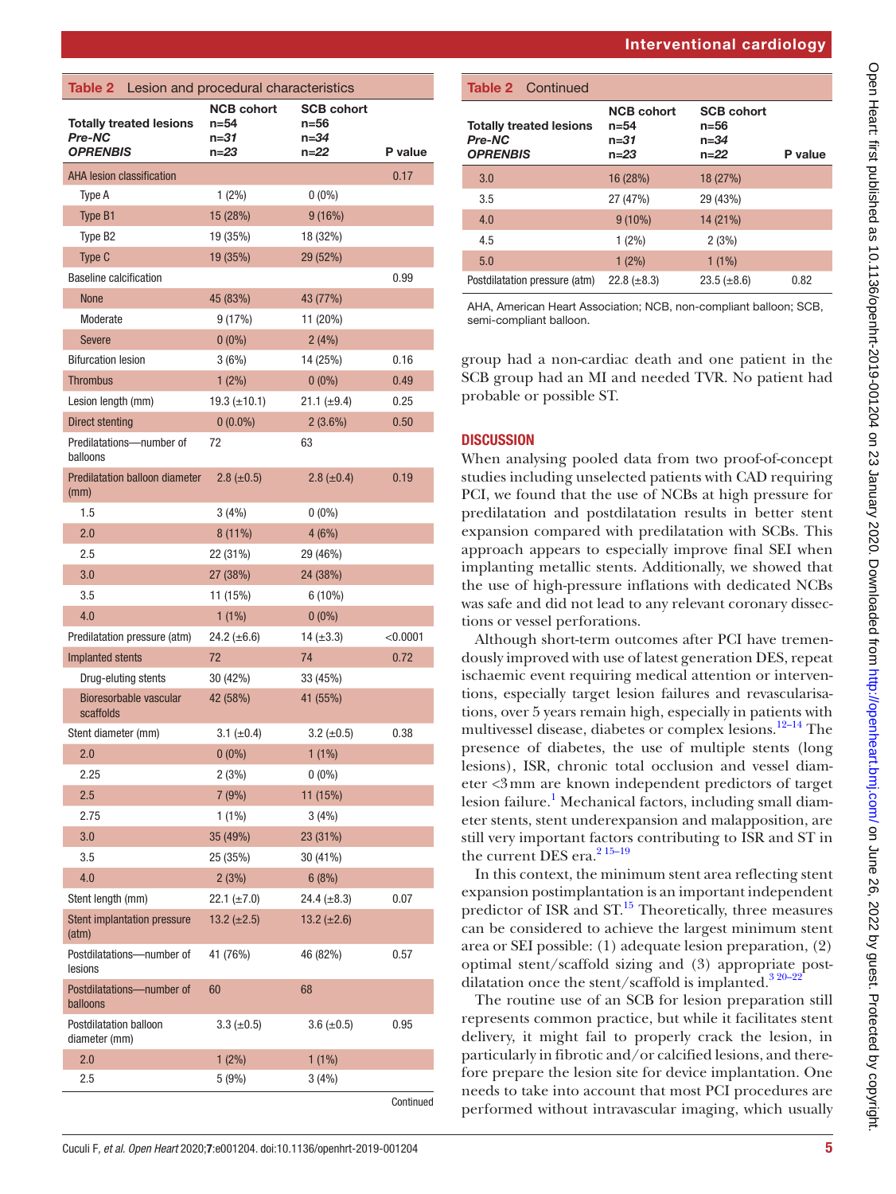**Table 2** Lesion and procedural characteristics

| Totally treated lesions<br>*Pre-NC*<br>*OPRENBIS* | NCB cohort<br>n=54<br>*n=31*<br>*n=23* | SCB cohort<br>n=56<br>*n=34*<br>*n=22* | P value |
|---|---|---|---|
| AHA lesion classification | | | 0.17 |
| Type A | 1 (2%) | 0 (0%) | |
| Type B1 | 15 (28%) | 9 (16%) | |
| Type B2 | 19 (35%) | 18 (32%) | |
| Type C | 19 (35%) | 29 (52%) | |
| Baseline calcification | | | 0.99 |
| None | 45 (83%) | 43 (77%) | |
| Moderate | 9 (17%) | 11 (20%) | |
| Severe | 0 (0%) | 2 (4%) | |
| Bifurcation lesion | 3 (6%) | 14 (25%) | 0.16 |
| Thrombus | 1 (2%) | 0 (0%) | 0.49 |
| Lesion length (mm) | 19.3 (±10.1) | 21.1 (±9.4) | 0.25 |
| Direct stenting | 0 (0.0%) | 2 (3.6%) | 0.50 |
| Predilatations—number of balloons | 72 | 63 | |
| Predilatation balloon diameter (mm) | 2.8 (±0.5) | 2.8 (±0.4) | 0.19 |
| 1.5 | 3 (4%) | 0 (0%) | |
| 2.0 | 8 (11%) | 4 (6%) | |
| 2.5 | 22 (31%) | 29 (46%) | |
| 3.0 | 27 (38%) | 24 (38%) | |
| 3.5 | 11 (15%) | 6 (10%) | |
| 4.0 | 1 (1%) | 0 (0%) | |
| Predilatation pressure (atm) | 24.2 (±6.6) | 14 (±3.3) | <0.0001 |
| Implanted stents | 72 | 74 | 0.72 |
| Drug-eluting stents | 30 (42%) | 33 (45%) | |
| Bioresorbable vascular scaffolds | 42 (58%) | 41 (55%) | |
| Stent diameter (mm) | 3.1 (±0.4) | 3.2 (±0.5) | 0.38 |
| 2.0 | 0 (0%) | 1 (1%) | |
| 2.25 | 2 (3%) | 0 (0%) | |
| 2.5 | 7 (9%) | 11 (15%) | |
| 2.75 | 1 (1%) | 3 (4%) | |
| 3.0 | 35 (49%) | 23 (31%) | |
| 3.5 | 25 (35%) | 30 (41%) | |
| 4.0 | 2 (3%) | 6 (8%) | |
| Stent length (mm) | 22.1 (±7.0) | 24.4 (±8.3) | 0.07 |
| Stent implantation pressure (atm) | 13.2 (±2.5) | 13.2 (±2.6) | |
| Postdilatations—number of lesions | 41 (76%) | 46 (82%) | 0.57 |
| Postdilatations—number of balloons | 60 | 68 | |
| Postdilatation balloon diameter (mm) | 3.3 (±0.5) | 3.6 (±0.5) | 0.95 |
| 2.0 | 1 (2%) | 1 (1%) | |
| 2.5 | 5 (9%) | 3 (4%) | |
| 3.0 | 16 (28%) | 18 (27%) | |
| 3.5 | 27 (47%) | 29 (43%) | |
| 4.0 | 9 (10%) | 14 (21%) | |
| 4.5 | 1 (2%) | 2 (3%) | |
| 5.0 | 1 (2%) | 1 (1%) | |
| Postdilatation pressure (atm) | 22.8 (±8.3) | 23.5 (±8.6) | 0.82 |

AHA, American Heart Association; NCB, non-compliant balloon; SCB, semi-compliant balloon.

group had a non-cardiac death and one patient in the SCB group had an MI and needed TVR. No patient had probable or possible ST.

## DISCUSSION

When analysing pooled data from two proof-of-concept studies including unselected patients with CAD requiring PCI, we found that the use of NCBs at high pressure for predilatation and postdilatation results in better stent expansion compared with predilatation with SCBs. This approach appears to especially improve final SEI when implanting metallic stents. Additionally, we showed that the use of high-pressure inflations with dedicated NCBs was safe and did not lead to any relevant coronary dissections or vessel perforations.

Although short-term outcomes after PCI have tremendously improved with use of latest generation DES, repeat ischaemic event requiring medical attention or interventions, especially target lesion failures and revascularisations, over 5 years remain high, especially in patients with multivessel disease, diabetes or complex lesions.[12–14] The presence of diabetes, the use of multiple stents (long lesions), ISR, chronic total occlusion and vessel diameter <3 mm are known independent predictors of target lesion failure.[1] Mechanical factors, including small diameter stents, stent underexpansion and malapposition, are still very important factors contributing to ISR and ST in the current DES era.[2 15–19]

In this context, the minimum stent area reflecting stent expansion postimplantation is an important independent predictor of ISR and ST.[15] Theoretically, three measures can be considered to achieve the largest minimum stent area or SEI possible: (1) adequate lesion preparation, (2) optimal stent/scaffold sizing and (3) appropriate postdilatation once the stent/scaffold is implanted.[3 20–22]

The routine use of an SCB for lesion preparation still represents common practice, but while it facilitates stent delivery, it might fail to properly crack the lesion, in particularly in fibrotic and/or calcified lesions, and therefore prepare the lesion site for device implantation. One needs to take into account that most PCI procedures are performed without intravascular imaging, which usually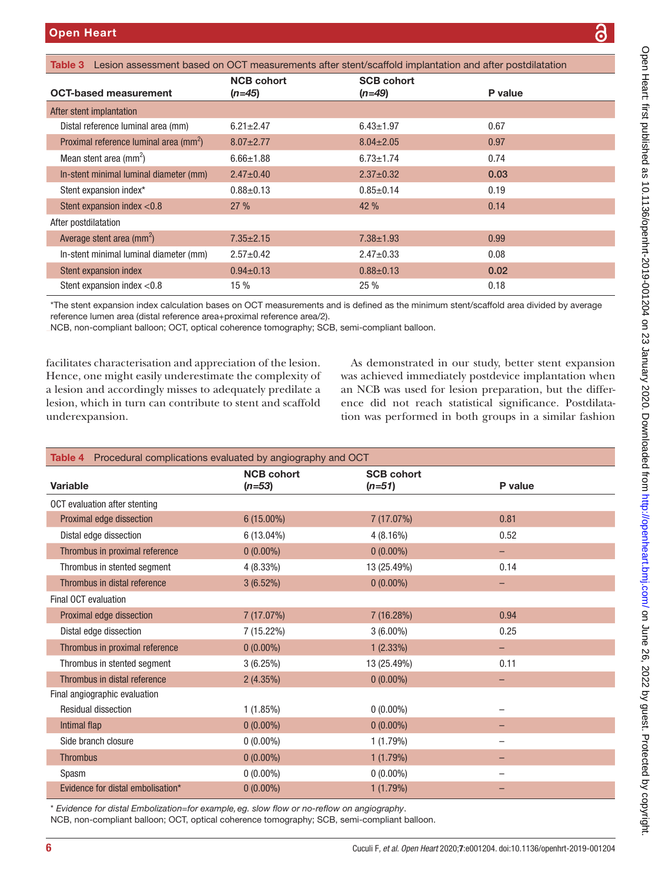**Table 3** Lesion assessment based on OCT measurements after stent/scaffold implantation and after postdilatation

| OCT-based measurement | NCB cohort (*n=45*) | SCB cohort (*n=49*) | P value |
|---|---|---|---|
| After stent implantation | | | |
| Distal reference luminal area (mm) | 6.21±2.47 | 6.43±1.97 | 0.67 |
| Proximal reference luminal area (mm$^2$) | 8.07±2.77 | 8.04±2.05 | 0.97 |
| Mean stent area (mm$^2$) | 6.66±1.88 | 6.73±1.74 | 0.74 |
| In-stent minimal luminal diameter (mm) | 2.47±0.40 | 2.37±0.32 | **0.03** |
| Stent expansion index* | 0.88±0.13 | 0.85±0.14 | 0.19 |
| Stent expansion index <0.8 | 27 % | 42 % | 0.14 |
| After postdilatation | | | |
| Average stent area (mm$^2$) | 7.35±2.15 | 7.38±1.93 | 0.99 |
| In-stent minimal luminal diameter (mm) | 2.57±0.42 | 2.47±0.33 | 0.08 |
| Stent expansion index | 0.94±0.13 | 0.88±0.13 | **0.02** |
| Stent expansion index <0.8 | 15 % | 25 % | 0.18 |

*The stent expansion index calculation bases on OCT measurements and is defined as the minimum stent/scaffold area divided by average reference lumen area (distal reference area+proximal reference area/2).

NCB, non-compliant balloon; OCT, optical coherence tomography; SCB, semi-compliant balloon.

facilitates characterisation and appreciation of the lesion. Hence, one might easily underestimate the complexity of a lesion and accordingly misses to adequately predilate a lesion, which in turn can contribute to stent and scaffold underexpansion.

As demonstrated in our study, better stent expansion was achieved immediately postdevice implantation when an NCB was used for lesion preparation, but the difference did not reach statistical significance. Postdilatation was performed in both groups in a similar fashion

**Table 4** Procedural complications evaluated by angiography and OCT

| Variable | NCB cohort (*n=53*) | SCB cohort (*n=51*) | P value |
|---|---|---|---|
| OCT evaluation after stenting | | | |
| Proximal edge dissection | 6 (15.00%) | 7 (17.07%) | 0.81 |
| Distal edge dissection | 6 (13.04%) | 4 (8.16%) | 0.52 |
| Thrombus in proximal reference | 0 (0.00%) | 0 (0.00%) | – |
| Thrombus in stented segment | 4 (8.33%) | 13 (25.49%) | 0.14 |
| Thrombus in distal reference | 3 (6.52%) | 0 (0.00%) | – |
| Final OCT evaluation | | | |
| Proximal edge dissection | 7 (17.07%) | 7 (16.28%) | 0.94 |
| Distal edge dissection | 7 (15.22%) | 3 (6.00%) | 0.25 |
| Thrombus in proximal reference | 0 (0.00%) | 1 (2.33%) | – |
| Thrombus in stented segment | 3 (6.25%) | 13 (25.49%) | 0.11 |
| Thrombus in distal reference | 2 (4.35%) | 0 (0.00%) | – |
| Final angiographic evaluation | | | |
| Residual dissection | 1 (1.85%) | 0 (0.00%) | – |
| Intimal flap | 0 (0.00%) | 0 (0.00%) | – |
| Side branch closure | 0 (0.00%) | 1 (1.79%) | – |
| Thrombus | 0 (0.00%) | 1 (1.79%) | – |
| Spasm | 0 (0.00%) | 0 (0.00%) | – |
| Evidence for distal embolisation* | 0 (0.00%) | 1 (1.79%) | – |

* *Evidence for distal Embolization=for example, eg. slow flow or no-reflow on angiography.*

NCB, non-compliant balloon; OCT, optical coherence tomography; SCB, semi-compliant balloon.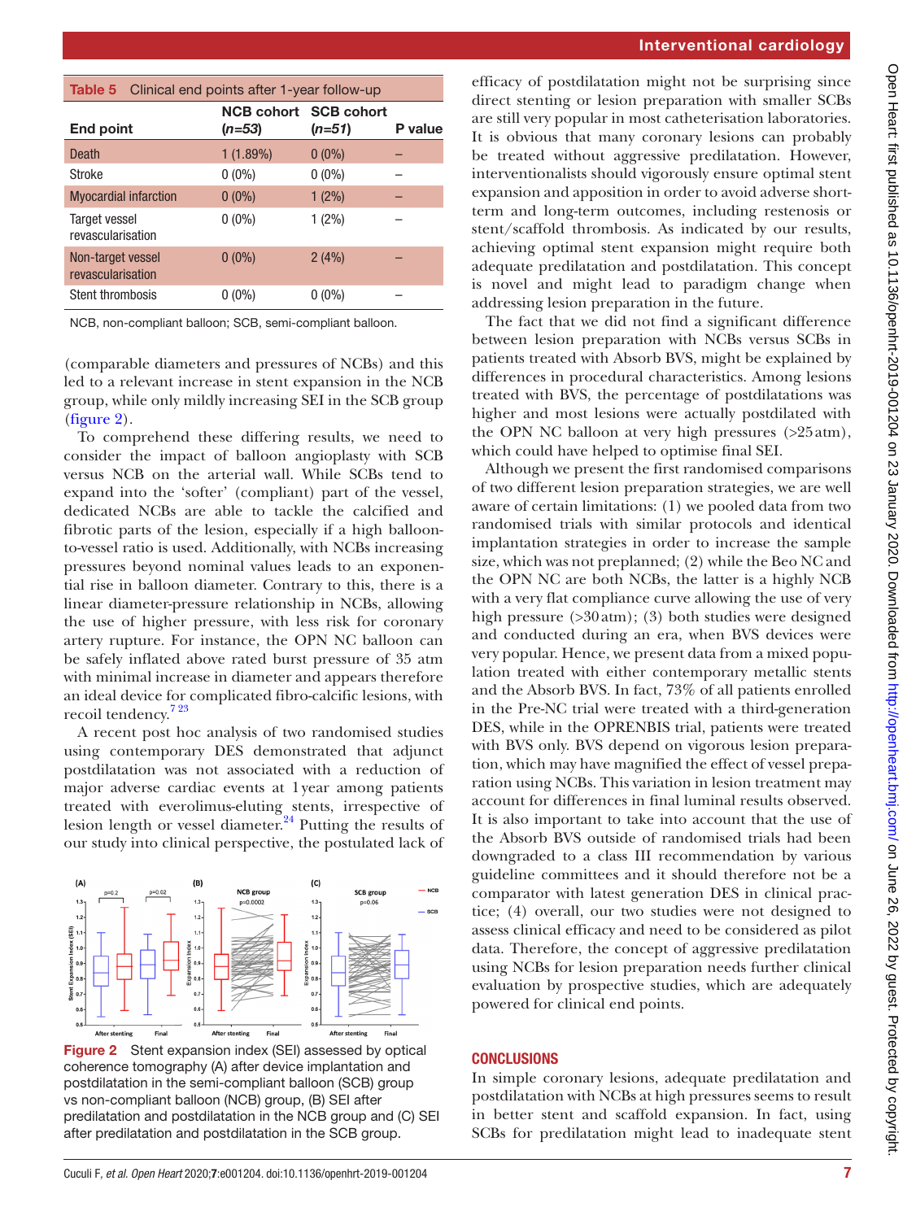**Table 5** Clinical end points after 1-year follow-up

| End point | NCB cohort (*n=53*) | SCB cohort (*n=51*) | P value |
|---|---|---|---|
| Death | 1 (1.89%) | 0 (0%) | – |
| Stroke | 0 (0%) | 0 (0%) | – |
| Myocardial infarction | 0 (0%) | 1 (2%) | – |
| Target vessel revascularisation | 0 (0%) | 1 (2%) | – |
| Non-target vessel revascularisation | 0 (0%) | 2 (4%) | – |
| Stent thrombosis | 0 (0%) | 0 (0%) | – |

NCB, non-compliant balloon; SCB, semi-compliant balloon.

(comparable diameters and pressures of NCBs) and this led to a relevant increase in stent expansion in the NCB group, while only mildly increasing SEI in the SCB group (figure 2).

To comprehend these differing results, we need to consider the impact of balloon angioplasty with SCB versus NCB on the arterial wall. While SCBs tend to expand into the 'softer' (compliant) part of the vessel, dedicated NCBs are able to tackle the calcified and fibrotic parts of the lesion, especially if a high balloon-to-vessel ratio is used. Additionally, with NCBs increasing pressures beyond nominal values leads to an exponential rise in balloon diameter. Contrary to this, there is a linear diameter-pressure relationship in NCBs, allowing the use of higher pressure, with less risk for coronary artery rupture. For instance, the OPN NC balloon can be safely inflated above rated burst pressure of 35 atm with minimal increase in diameter and appears therefore an ideal device for complicated fibro-calcific lesions, with recoil tendency.[7,23]

A recent post hoc analysis of two randomised studies using contemporary DES demonstrated that adjunct postdilatation was not associated with a reduction of major adverse cardiac events at 1 year among patients treated with everolimus-eluting stents, irrespective of lesion length or vessel diameter.[24] Putting the results of our study into clinical perspective, the postulated lack of efficacy of postdilatation might not be surprising since direct stenting or lesion preparation with smaller SCBs are still very popular in most catheterisation laboratories. It is obvious that many coronary lesions can probably be treated without aggressive predilatation. However, interventionalists should vigorously ensure optimal stent expansion and apposition in order to avoid adverse short-term and long-term outcomes, including restenosis or stent/scaffold thrombosis. As indicated by our results, achieving optimal stent expansion might require both adequate predilatation and postdilatation. This concept is novel and might lead to paradigm change when addressing lesion preparation in the future.

Figure 2 Stent expansion index (SEI) assessed by optical coherence tomography (A) after device implantation and postdilatation in the semi-compliant balloon (SCB) group vs non-compliant balloon (NCB) group, (B) SEI after predilatation and postdilatation in the NCB group and (C) SEI after predilatation and postdilatation in the SCB group.

The fact that we did not find a significant difference between lesion preparation with NCBs versus SCBs in patients treated with Absorb BVS, might be explained by differences in procedural characteristics. Among lesions treated with BVS, the percentage of postdilatations was higher and most lesions were actually postdilated with the OPN NC balloon at very high pressures (>25 atm), which could have helped to optimise final SEI.

Although we present the first randomised comparisons of two different lesion preparation strategies, we are well aware of certain limitations: (1) we pooled data from two randomised trials with similar protocols and identical implantation strategies in order to increase the sample size, which was not preplanned; (2) while the Beo NC and the OPN NC are both NCBs, the latter is a highly NCB with a very flat compliance curve allowing the use of very high pressure (>30 atm); (3) both studies were designed and conducted during an era, when BVS devices were very popular. Hence, we present data from a mixed population treated with either contemporary metallic stents and the Absorb BVS. In fact, 73% of all patients enrolled in the Pre-NC trial were treated with a third-generation DES, while in the OPRENBIS trial, patients were treated with BVS only. BVS depend on vigorous lesion preparation, which may have magnified the effect of vessel preparation using NCBs. This variation in lesion treatment may account for differences in final luminal results observed. It is also important to take into account that the use of the Absorb BVS outside of randomised trials had been downgraded to a class III recommendation by various guideline committees and it should therefore not be a comparator with latest generation DES in clinical practice; (4) overall, our two studies were not designed to assess clinical efficacy and need to be considered as pilot data. Therefore, the concept of aggressive predilatation using NCBs for lesion preparation needs further clinical evaluation by prospective studies, which are adequately powered for clinical end points.

## CONCLUSIONS

In simple coronary lesions, adequate predilatation and postdilatation with NCBs at high pressures seems to result in better stent and scaffold expansion. In fact, using SCBs for predilatation might lead to inadequate stent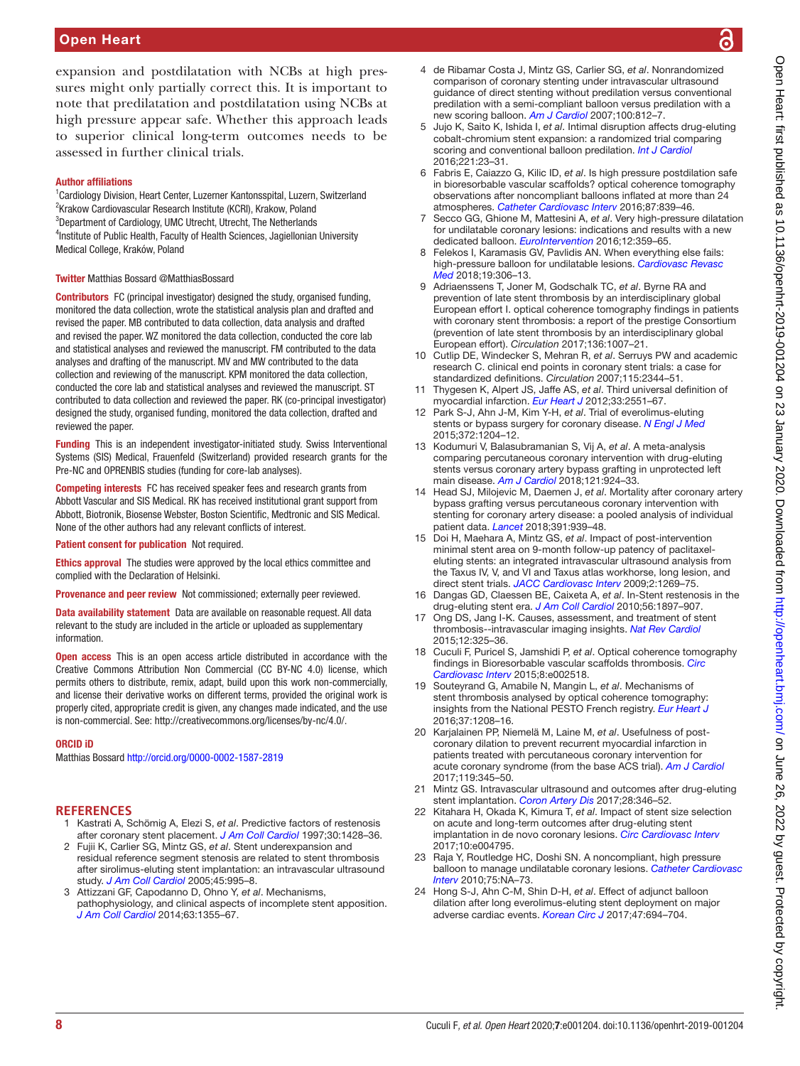expansion and postdilatation with NCBs at high pressures might only partially correct this. It is important to note that predilatation and postdilatation using NCBs at high pressure appear safe. Whether this approach leads to superior clinical long-term outcomes needs to be assessed in further clinical trials.

**Author affiliations**

[1]Cardiology Division, Heart Center, Luzerner Kantonsspital, Luzern, Switzerland
[2]Krakow Cardiovascular Research Institute (KCRI), Krakow, Poland
[3]Department of Cardiology, UMC Utrecht, Utrecht, The Netherlands
[4]Institute of Public Health, Faculty of Health Sciences, Jagiellonian University Medical College, Kraków, Poland

**Twitter** Matthias Bossard @MatthiasBossard

**Contributors** FC (principal investigator) designed the study, organised funding, monitored the data collection, wrote the statistical analysis plan and drafted and revised the paper. MB contributed to data collection, data analysis and drafted and revised the paper. WZ monitored the data collection, conducted the core lab and statistical analyses and reviewed the manuscript. FM contributed to the data analyses and drafting of the manuscript. MV and MW contributed to the data collection and reviewing of the manuscript. KPM monitored the data collection, conducted the core lab and statistical analyses and reviewed the manuscript. ST contributed to data collection and reviewed the paper. RK (co-principal investigator) designed the study, organised funding, monitored the data collection, drafted and reviewed the paper.

**Funding** This is an independent investigator-initiated study. Swiss Interventional Systems (SIS) Medical, Frauenfeld (Switzerland) provided research grants for the Pre-NC and OPRENBIS studies (funding for core-lab analyses).

**Competing interests** FC has received speaker fees and research grants from Abbott Vascular and SIS Medical. RK has received institutional grant support from Abbott, Biotronik, Biosense Webster, Boston Scientific, Medtronic and SIS Medical. None of the other authors had any relevant conflicts of interest.

**Patient consent for publication** Not required.

**Ethics approval** The studies were approved by the local ethics committee and complied with the Declaration of Helsinki.

**Provenance and peer review** Not commissioned; externally peer reviewed.

**Data availability statement** Data are available on reasonable request. All data relevant to the study are included in the article or uploaded as supplementary information.

**Open access** This is an open access article distributed in accordance with the Creative Commons Attribution Non Commercial (CC BY-NC 4.0) license, which permits others to distribute, remix, adapt, build upon this work non-commercially, and license their derivative works on different terms, provided the original work is properly cited, appropriate credit is given, any changes made indicated, and the use is non-commercial. See: http://creativecommons.org/licenses/by-nc/4.0/.

**ORCID iD**

Matthias Bossard http://orcid.org/0000-0002-1587-2819

## REFERENCES

1. Kastrati A, Schömig A, Elezi S, *et al*. Predictive factors of restenosis after coronary stent placement. *J Am Coll Cardiol* 1997;30:1428–36.
2. Fujii K, Carlier SG, Mintz GS, *et al*. Stent underexpansion and residual reference segment stenosis are related to stent thrombosis after sirolimus-eluting stent implantation: an intravascular ultrasound study. *J Am Coll Cardiol* 2005;45:995–8.
3. Attizzani GF, Capodanno D, Ohno Y, *et al*. Mechanisms, pathophysiology, and clinical aspects of incomplete stent apposition. *J Am Coll Cardiol* 2014;63:1355–67.
4. de Ribamar Costa J, Mintz GS, Carlier SG, *et al*. Nonrandomized comparison of coronary stenting under intravascular ultrasound guidance of direct stenting without predilation versus conventional predilation with a semi-compliant balloon versus predilation with a new scoring balloon. *Am J Cardiol* 2007;100:812–7.
5. Jujo K, Saito K, Ishida I, *et al*. Intimal disruption affects drug-eluting cobalt-chromium stent expansion: a randomized trial comparing scoring and conventional balloon predilation. *Int J Cardiol* 2016;221:23–31.
6. Fabris E, Caiazzo G, Kilic ID, *et al*. Is high pressure postdilation safe in bioresorbable vascular scaffolds? optical coherence tomography observations after noncompliant balloons inflated at more than 24 atmospheres. *Catheter Cardiovasc Interv* 2016;87:839–46.
7. Secco GG, Ghione M, Mattesini A, *et al*. Very high-pressure dilatation for undilatable coronary lesions: indications and results with a new dedicated balloon. *EuroIntervention* 2016;12:359–65.
8. Felekos I, Karamasis GV, Pavlidis AN. When everything else fails: high-pressure balloon for undilatable lesions. *Cardiovasc Revasc Med* 2018;19:306–13.
9. Adriaenssens T, Joner M, Godschalk TC, *et al*. Byrne RA and prevention of late stent thrombosis by an interdisciplinary global European effort I. optical coherence tomography findings in patients with coronary stent thrombosis: a report of the prestige Consortium (prevention of late stent thrombosis by an interdisciplinary global European effort). *Circulation* 2017;136:1007–21.
10. Cutlip DE, Windecker S, Mehran R, *et al*. Serruys PW and academic research C. clinical end points in coronary stent trials: a case for standardized definitions. *Circulation* 2007;115:2344–51.
11. Thygesen K, Alpert JS, Jaffe AS, *et al*. Third universal definition of myocardial infarction. *Eur Heart J* 2012;33:2551–67.
12. Park S-J, Ahn J-M, Kim Y-H, *et al*. Trial of everolimus-eluting stents or bypass surgery for coronary disease. *N Engl J Med* 2015;372:1204–12.
13. Kodumuri V, Balasubramanian S, Vij A, *et al*. A meta-analysis comparing percutaneous coronary intervention with drug-eluting stents versus coronary artery bypass grafting in unprotected left main disease. *Am J Cardiol* 2018;121:924–33.
14. Head SJ, Milojevic M, Daemen J, *et al*. Mortality after coronary artery bypass grafting versus percutaneous coronary intervention with stenting for coronary artery disease: a pooled analysis of individual patient data. *Lancet* 2018;391:939–48.
15. Doi H, Maehara A, Mintz GS, *et al*. Impact of post-intervention minimal stent area on 9-month follow-up patency of paclitaxel-eluting stents: an integrated intravascular ultrasound analysis from the Taxus IV, V, and VI and Taxus atlas workhorse, long lesion, and direct stent trials. *JACC Cardiovasc Interv* 2009;2:1269–75.
16. Dangas GD, Claessen BE, Caixeta A, *et al*. In-Stent restenosis in the drug-eluting stent era. *J Am Coll Cardiol* 2010;56:1897–907.
17. Ong DS, Jang I-K. Causes, assessment, and treatment of stent thrombosis--intravascular imaging insights. *Nat Rev Cardiol* 2015;12:325–36.
18. Cuculi F, Puricel S, Jamshidi P, *et al*. Optical coherence tomography findings in Bioresorbable vascular scaffolds thrombosis. *Circ Cardiovasc Interv* 2015;8:e002518.
19. Souteyrand G, Amabile N, Mangin L, *et al*. Mechanisms of stent thrombosis analysed by optical coherence tomography: insights from the National PESTO French registry. *Eur Heart J* 2016;37:1208–16.
20. Karjalainen PP, Niemelä M, Laine M, *et al*. Usefulness of post-coronary dilation to prevent recurrent myocardial infarction in patients treated with percutaneous coronary intervention for acute coronary syndrome (from the base ACS trial). *Am J Cardiol* 2017;119:345–50.
21. Mintz GS. Intravascular ultrasound and outcomes after drug-eluting stent implantation. *Coron Artery Dis* 2017;28:346–52.
22. Kitahara H, Okada K, Kimura T, *et al*. Impact of stent size selection on acute and long-term outcomes after drug-eluting stent implantation in de novo coronary lesions. *Circ Cardiovasc Interv* 2017;10:e004795.
23. Raja Y, Routledge HC, Doshi SN. A noncompliant, high pressure balloon to manage undilatable coronary lesions. *Catheter Cardiovasc Interv* 2010;75:NA–73.
24. Hong S-J, Ahn C-M, Shin D-H, *et al*. Effect of adjunct balloon dilation after long everolimus-eluting stent deployment on major adverse cardiac events. *Korean Circ J* 2017;47:694–704.